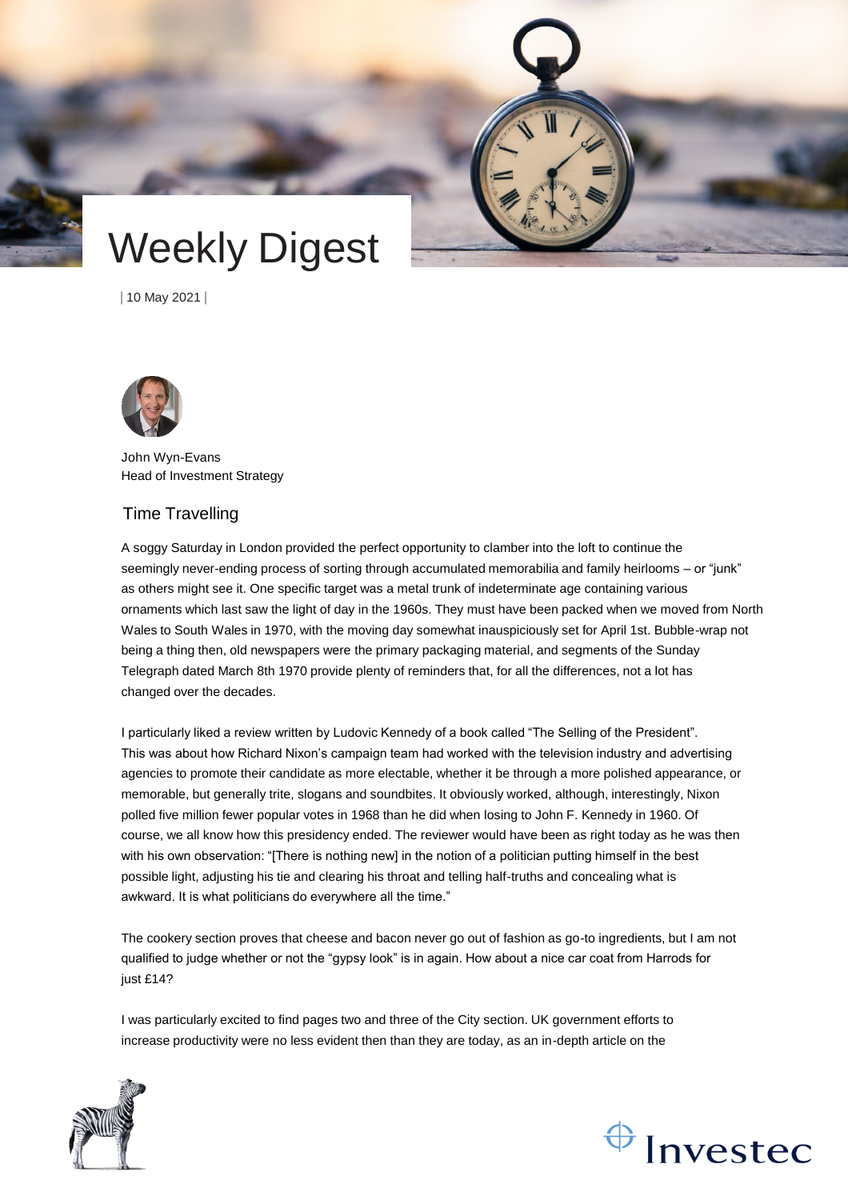# Weekly Digest

| 10 May 2021 |

John Wyn-Evans
Head of Investment Strategy

## Time Travelling

A soggy Saturday in London provided the perfect opportunity to clamber into the loft to continue the seemingly never-ending process of sorting through accumulated memorabilia and family heirlooms – or "junk" as others might see it. One specific target was a metal trunk of indeterminate age containing various ornaments which last saw the light of day in the 1960s. They must have been packed when we moved from North Wales to South Wales in 1970, with the moving day somewhat inauspiciously set for April 1st. Bubble-wrap not being a thing then, old newspapers were the primary packaging material, and segments of the Sunday Telegraph dated March 8th 1970 provide plenty of reminders that, for all the differences, not a lot has changed over the decades.

I particularly liked a review written by Ludovic Kennedy of a book called "The Selling of the President". This was about how Richard Nixon's campaign team had worked with the television industry and advertising agencies to promote their candidate as more electable, whether it be through a more polished appearance, or memorable, but generally trite, slogans and soundbites. It obviously worked, although, interestingly, Nixon polled five million fewer popular votes in 1968 than he did when losing to John F. Kennedy in 1960. Of course, we all know how this presidency ended. The reviewer would have been as right today as he was then with his own observation: "[There is nothing new] in the notion of a politician putting himself in the best possible light, adjusting his tie and clearing his throat and telling half-truths and concealing what is awkward. It is what politicians do everywhere all the time."

The cookery section proves that cheese and bacon never go out of fashion as go-to ingredients, but I am not qualified to judge whether or not the "gypsy look" is in again. How about a nice car coat from Harrods for just £14?

I was particularly excited to find pages two and three of the City section. UK government efforts to increase productivity were no less evident then than they are today, as an in-depth article on the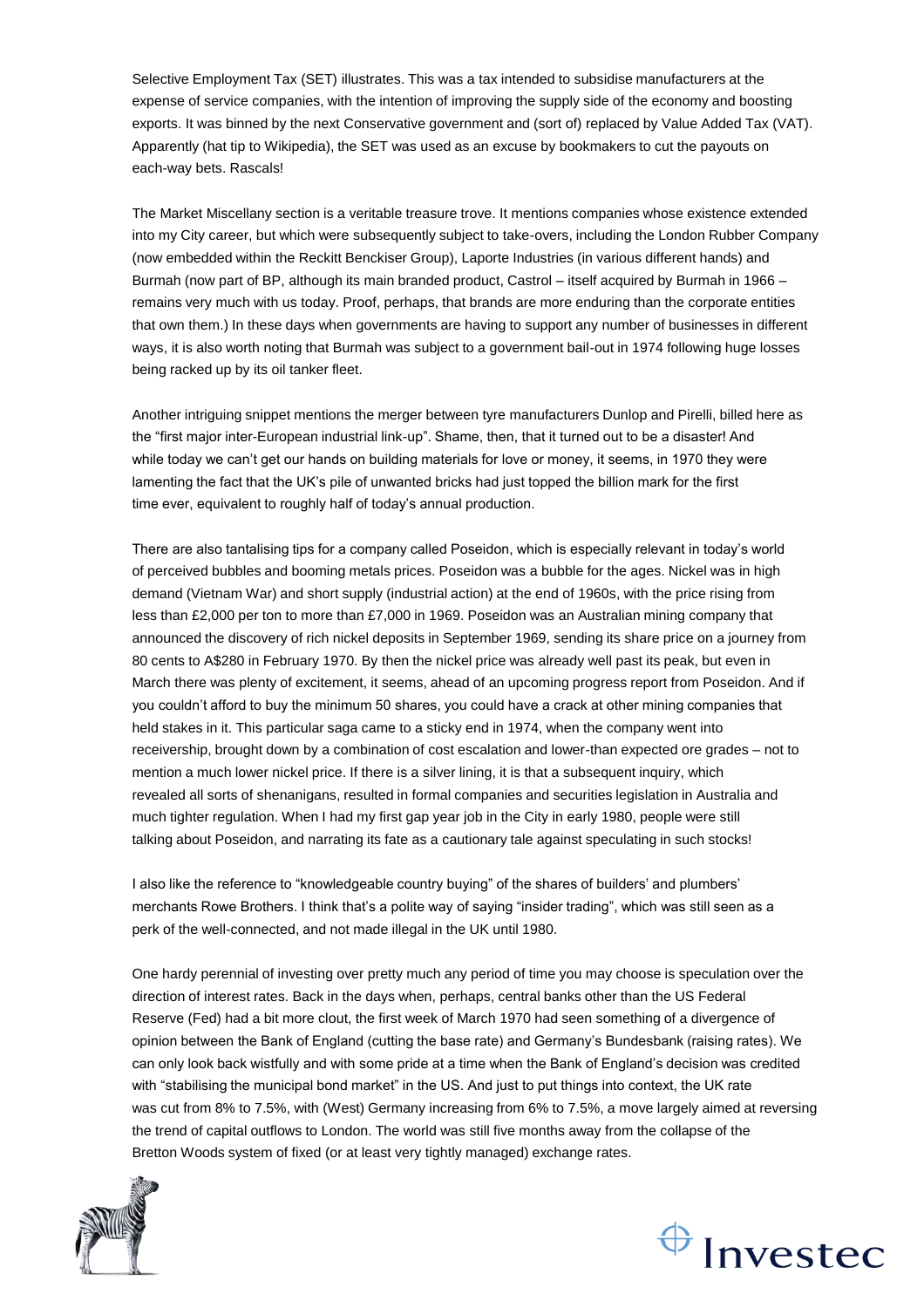Selective Employment Tax (SET) illustrates. This was a tax intended to subsidise manufacturers at the expense of service companies, with the intention of improving the supply side of the economy and boosting exports. It was binned by the next Conservative government and (sort of) replaced by Value Added Tax (VAT). Apparently (hat tip to Wikipedia), the SET was used as an excuse by bookmakers to cut the payouts on each-way bets. Rascals!

The Market Miscellany section is a veritable treasure trove. It mentions companies whose existence extended into my City career, but which were subsequently subject to take-overs, including the London Rubber Company (now embedded within the Reckitt Benckiser Group), Laporte Industries (in various different hands) and Burmah (now part of BP, although its main branded product, Castrol – itself acquired by Burmah in 1966 – remains very much with us today. Proof, perhaps, that brands are more enduring than the corporate entities that own them.) In these days when governments are having to support any number of businesses in different ways, it is also worth noting that Burmah was subject to a government bail-out in 1974 following huge losses being racked up by its oil tanker fleet.

Another intriguing snippet mentions the merger between tyre manufacturers Dunlop and Pirelli, billed here as the "first major inter-European industrial link-up". Shame, then, that it turned out to be a disaster! And while today we can't get our hands on building materials for love or money, it seems, in 1970 they were lamenting the fact that the UK's pile of unwanted bricks had just topped the billion mark for the first time ever, equivalent to roughly half of today's annual production.

There are also tantalising tips for a company called Poseidon, which is especially relevant in today's world of perceived bubbles and booming metals prices. Poseidon was a bubble for the ages. Nickel was in high demand (Vietnam War) and short supply (industrial action) at the end of 1960s, with the price rising from less than £2,000 per ton to more than £7,000 in 1969. Poseidon was an Australian mining company that announced the discovery of rich nickel deposits in September 1969, sending its share price on a journey from 80 cents to A$280 in February 1970. By then the nickel price was already well past its peak, but even in March there was plenty of excitement, it seems, ahead of an upcoming progress report from Poseidon. And if you couldn't afford to buy the minimum 50 shares, you could have a crack at other mining companies that held stakes in it. This particular saga came to a sticky end in 1974, when the company went into receivership, brought down by a combination of cost escalation and lower-than expected ore grades – not to mention a much lower nickel price. If there is a silver lining, it is that a subsequent inquiry, which revealed all sorts of shenanigans, resulted in formal companies and securities legislation in Australia and much tighter regulation. When I had my first gap year job in the City in early 1980, people were still talking about Poseidon, and narrating its fate as a cautionary tale against speculating in such stocks!

I also like the reference to "knowledgeable country buying" of the shares of builders' and plumbers' merchants Rowe Brothers. I think that's a polite way of saying "insider trading", which was still seen as a perk of the well-connected, and not made illegal in the UK until 1980.

One hardy perennial of investing over pretty much any period of time you may choose is speculation over the direction of interest rates. Back in the days when, perhaps, central banks other than the US Federal Reserve (Fed) had a bit more clout, the first week of March 1970 had seen something of a divergence of opinion between the Bank of England (cutting the base rate) and Germany's Bundesbank (raising rates). We can only look back wistfully and with some pride at a time when the Bank of England's decision was credited with "stabilising the municipal bond market" in the US. And just to put things into context, the UK rate was cut from 8% to 7.5%, with (West) Germany increasing from 6% to 7.5%, a move largely aimed at reversing the trend of capital outflows to London. The world was still five months away from the collapse of the Bretton Woods system of fixed (or at least very tightly managed) exchange rates.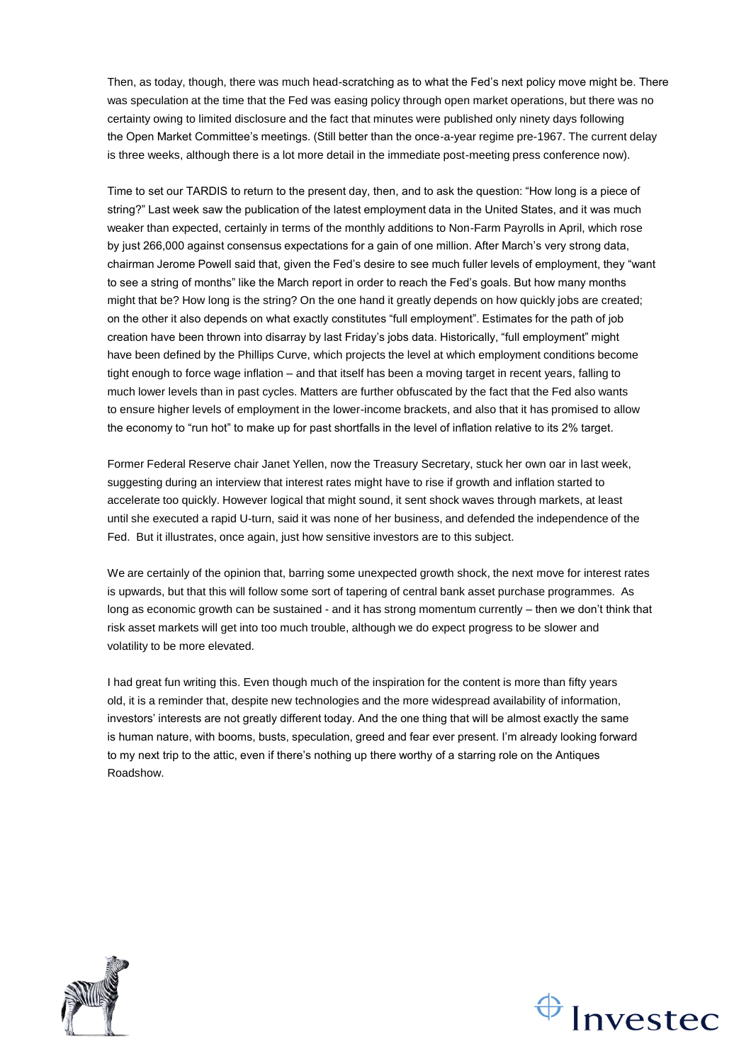Then, as today, though, there was much head-scratching as to what the Fed's next policy move might be. There was speculation at the time that the Fed was easing policy through open market operations, but there was no certainty owing to limited disclosure and the fact that minutes were published only ninety days following the Open Market Committee's meetings. (Still better than the once-a-year regime pre-1967. The current delay is three weeks, although there is a lot more detail in the immediate post-meeting press conference now).

Time to set our TARDIS to return to the present day, then, and to ask the question: "How long is a piece of string?" Last week saw the publication of the latest employment data in the United States, and it was much weaker than expected, certainly in terms of the monthly additions to Non-Farm Payrolls in April, which rose by just 266,000 against consensus expectations for a gain of one million. After March's very strong data, chairman Jerome Powell said that, given the Fed's desire to see much fuller levels of employment, they "want to see a string of months" like the March report in order to reach the Fed's goals. But how many months might that be? How long is the string? On the one hand it greatly depends on how quickly jobs are created; on the other it also depends on what exactly constitutes "full employment". Estimates for the path of job creation have been thrown into disarray by last Friday's jobs data. Historically, "full employment" might have been defined by the Phillips Curve, which projects the level at which employment conditions become tight enough to force wage inflation – and that itself has been a moving target in recent years, falling to much lower levels than in past cycles. Matters are further obfuscated by the fact that the Fed also wants to ensure higher levels of employment in the lower-income brackets, and also that it has promised to allow the economy to "run hot" to make up for past shortfalls in the level of inflation relative to its 2% target.

Former Federal Reserve chair Janet Yellen, now the Treasury Secretary, stuck her own oar in last week, suggesting during an interview that interest rates might have to rise if growth and inflation started to accelerate too quickly. However logical that might sound, it sent shock waves through markets, at least until she executed a rapid U-turn, said it was none of her business, and defended the independence of the Fed. But it illustrates, once again, just how sensitive investors are to this subject.

We are certainly of the opinion that, barring some unexpected growth shock, the next move for interest rates is upwards, but that this will follow some sort of tapering of central bank asset purchase programmes. As long as economic growth can be sustained - and it has strong momentum currently – then we don't think that risk asset markets will get into too much trouble, although we do expect progress to be slower and volatility to be more elevated.

I had great fun writing this. Even though much of the inspiration for the content is more than fifty years old, it is a reminder that, despite new technologies and the more widespread availability of information, investors' interests are not greatly different today. And the one thing that will be almost exactly the same is human nature, with booms, busts, speculation, greed and fear ever present. I'm already looking forward to my next trip to the attic, even if there's nothing up there worthy of a starring role on the Antiques Roadshow.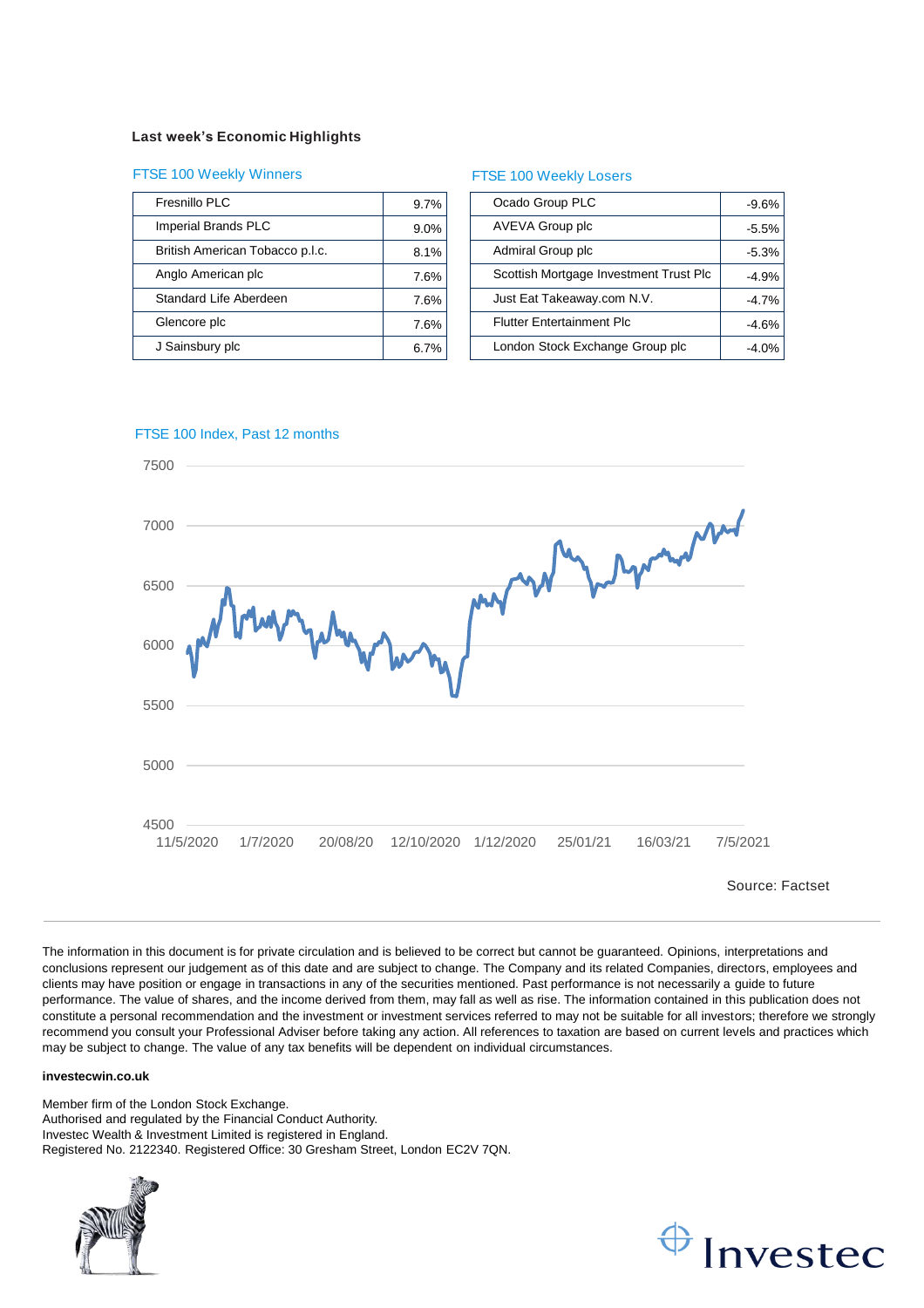### Last week's Economic Highlights

FTSE 100 Weekly Winners

| | |
|---|---|
| Fresnillo PLC | 9.7% |
| Imperial Brands PLC | 9.0% |
| British American Tobacco p.l.c. | 8.1% |
| Anglo American plc | 7.6% |
| Standard Life Aberdeen | 7.6% |
| Glencore plc | 7.6% |
| J Sainsbury plc | 6.7% |

FTSE 100 Weekly Losers

| | |
|---|---|
| Ocado Group PLC | -9.6% |
| AVEVA Group plc | -5.5% |
| Admiral Group plc | -5.3% |
| Scottish Mortgage Investment Trust Plc | -4.9% |
| Just Eat Takeaway.com N.V. | -4.7% |
| Flutter Entertainment Plc | -4.6% |
| London Stock Exchange Group plc | -4.0% |

FTSE 100 Index, Past 12 months

7500
7000
6500
6000
5500
5000
4500

11/5/2020 1/7/2020 20/08/20 12/10/2020 1/12/2020 25/01/21 16/03/21 7/5/2021

Source: Factset

---

The information in this document is for private circulation and is believed to be correct but cannot be guaranteed. Opinions, interpretations and conclusions represent our judgement as of this date and are subject to change. The Company and its related Companies, directors, employees and clients may have position or engage in transactions in any of the securities mentioned. Past performance is not necessarily a guide to future performance. The value of shares, and the income derived from them, may fall as well as rise. The information contained in this publication does not constitute a personal recommendation and the investment or investment services referred to may not be suitable for all investors; therefore we strongly recommend you consult your Professional Adviser before taking any action. All references to taxation are based on current levels and practices which may be subject to change. The value of any tax benefits will be dependent on individual circumstances.

**investecwin.co.uk**

Member firm of the London Stock Exchange.
Authorised and regulated by the Financial Conduct Authority.
Investec Wealth & Investment Limited is registered in England.
Registered No. 2122340. Registered Office: 30 Gresham Street, London EC2V 7QN.

Investec